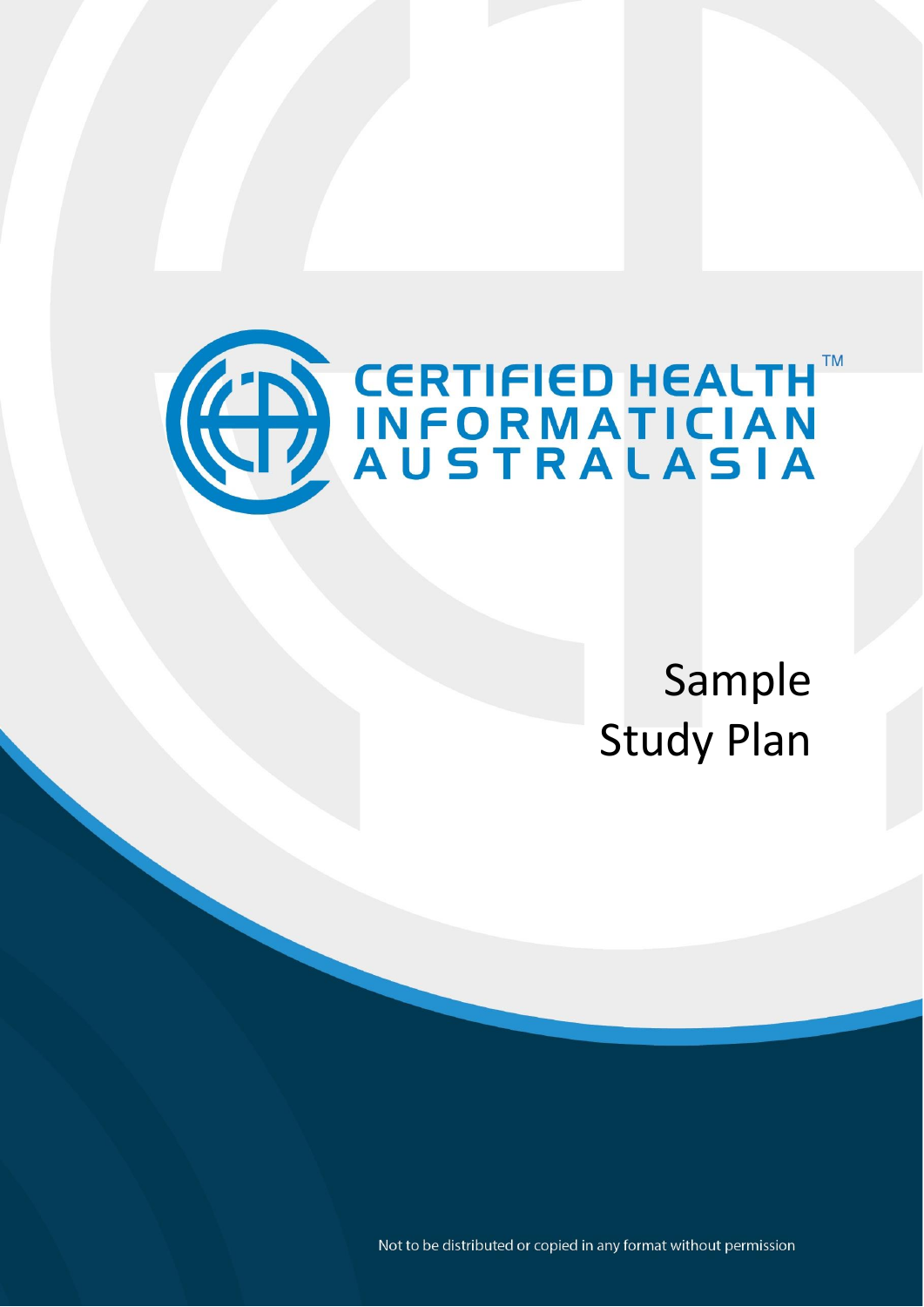# CERTIFIED HEALTH INFORMATICIAN AUSTRALASIA™

# Sample Study Plan

Not to be distributed or copied in any format without permission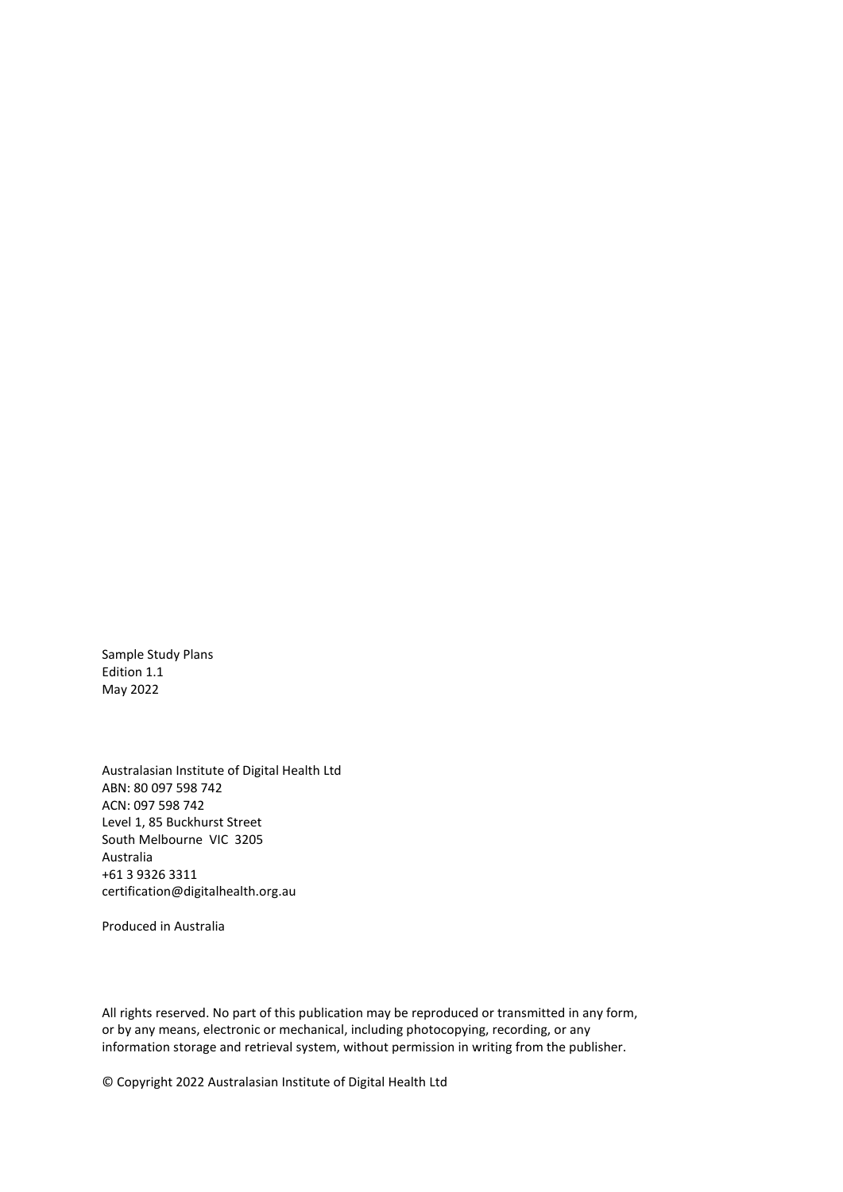Sample Study Plans
Edition 1.1
May 2022

Australasian Institute of Digital Health Ltd
ABN: 80 097 598 742
ACN: 097 598 742
Level 1, 85 Buckhurst Street
South Melbourne VIC 3205
Australia
+61 3 9326 3311
certification@digitalhealth.org.au

Produced in Australia

All rights reserved. No part of this publication may be reproduced or transmitted in any form, or by any means, electronic or mechanical, including photocopying, recording, or any information storage and retrieval system, without permission in writing from the publisher.

© Copyright 2022 Australasian Institute of Digital Health Ltd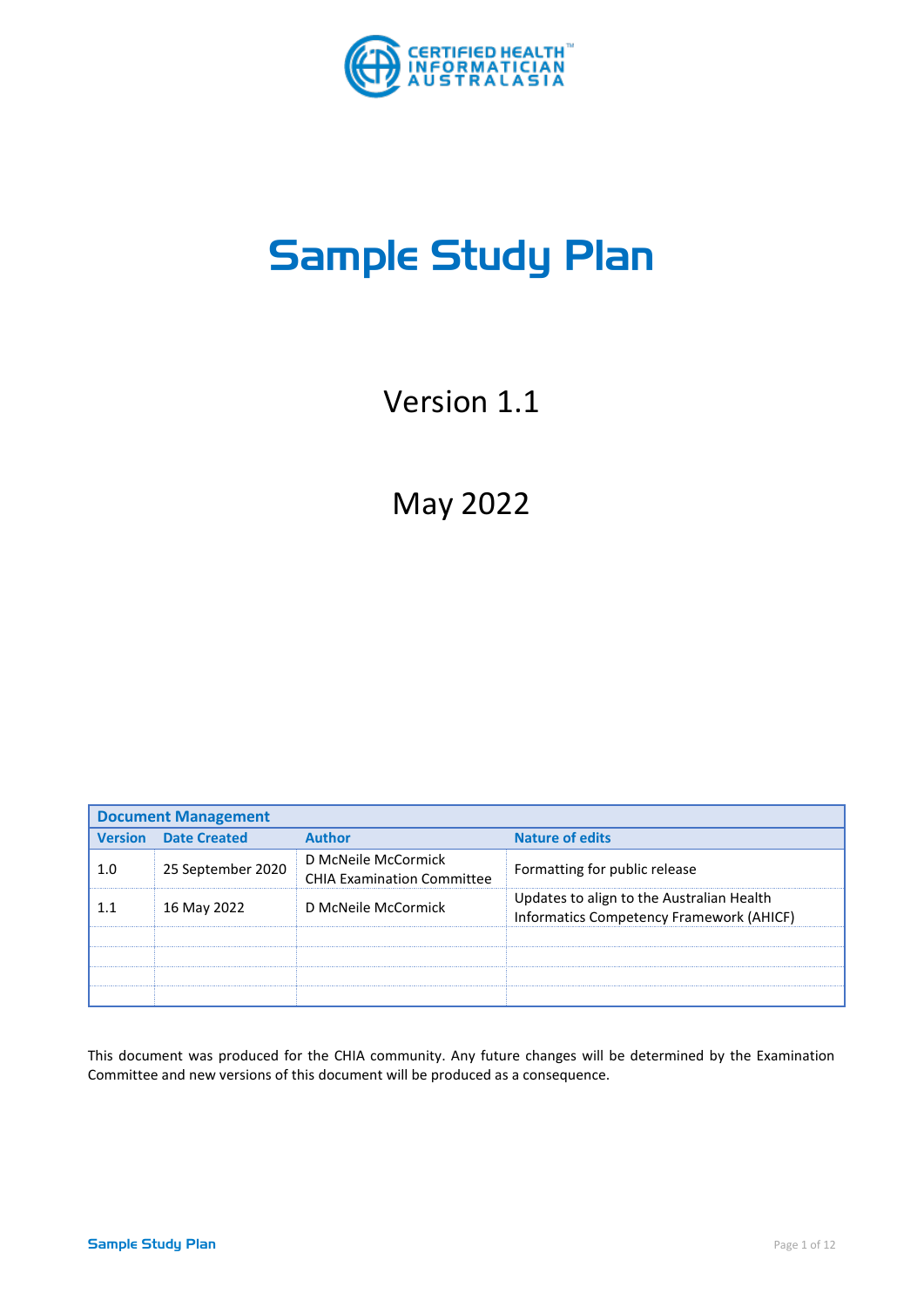# Sample Study Plan

Version 1.1

May 2022

| Document Management | | | |
|---|---|---|---|
| **Version** | **Date Created** | **Author** | **Nature of edits** |
| 1.0 | 25 September 2020 | D McNeile McCormick<br>CHIA Examination Committee | Formatting for public release |
| 1.1 | 16 May 2022 | D McNeile McCormick | Updates to align to the Australian Health Informatics Competency Framework (AHICF) |
| | | | |
| | | | |
| | | | |
| | | | |

This document was produced for the CHIA community. Any future changes will be determined by the Examination Committee and new versions of this document will be produced as a consequence.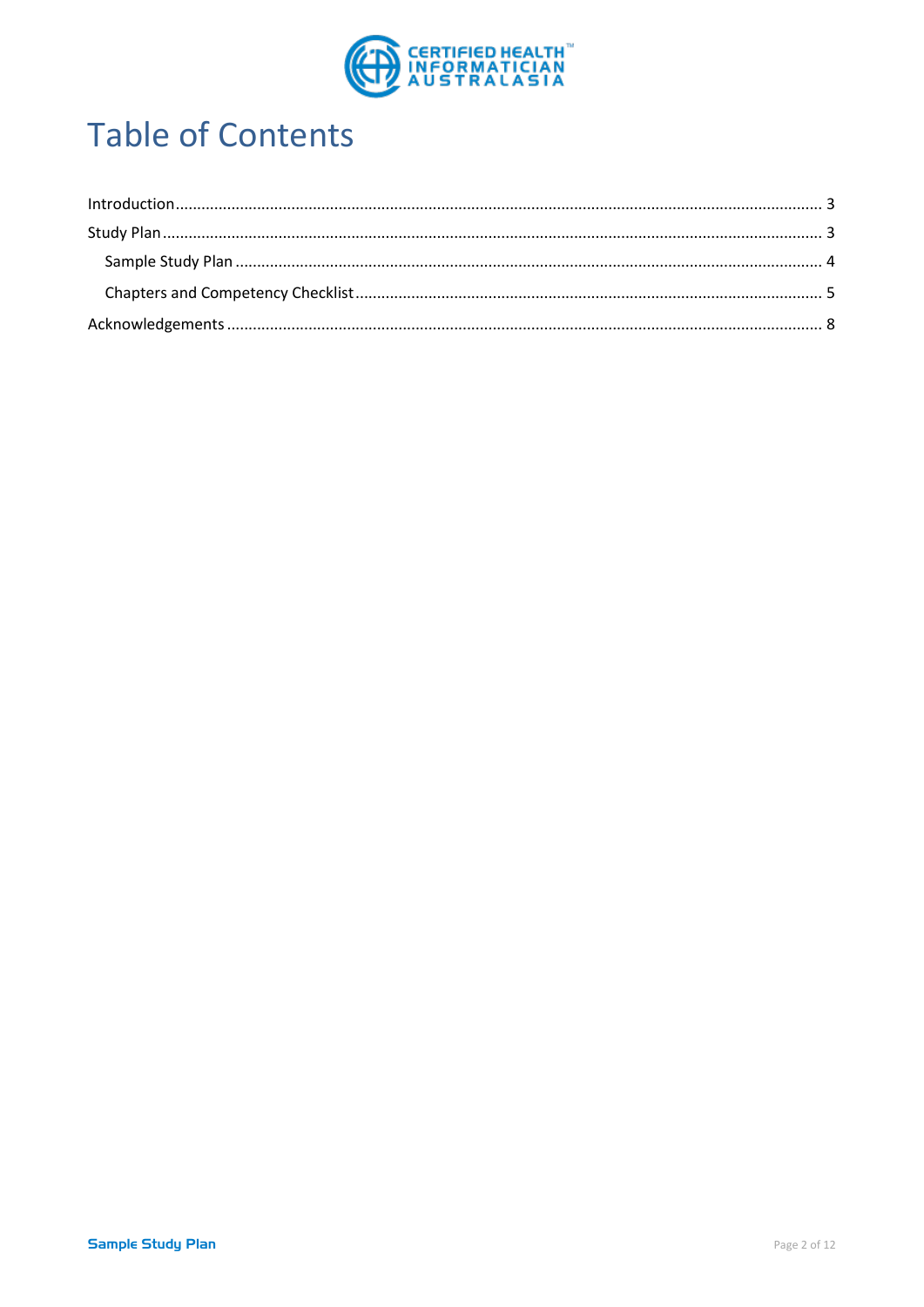# Table of Contents

Introduction .......... 3

Study Plan .......... 3

- Sample Study Plan .......... 4
- Chapters and Competency Checklist .......... 5

Acknowledgements .......... 8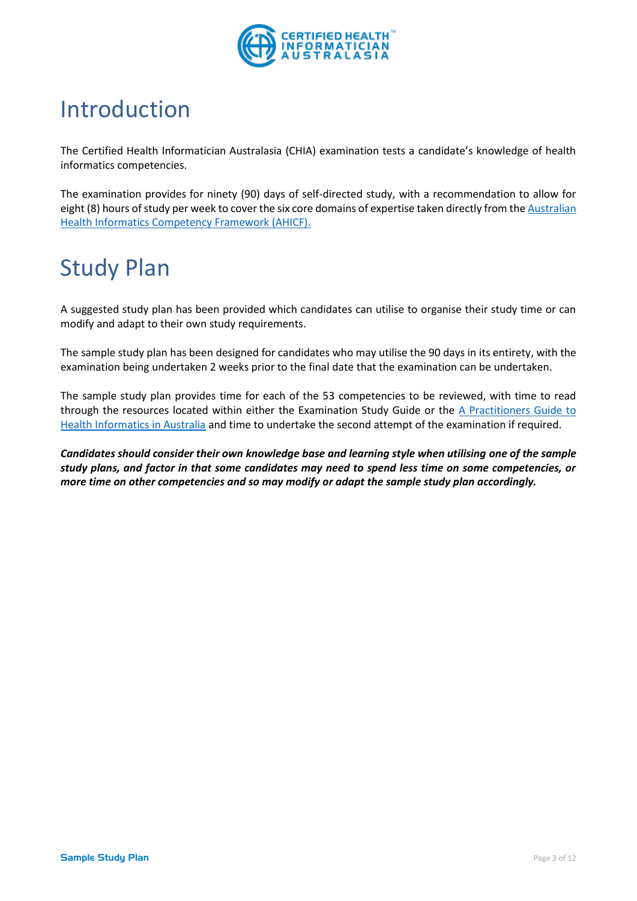# Introduction

The Certified Health Informatician Australasia (CHIA) examination tests a candidate's knowledge of health informatics competencies.

The examination provides for ninety (90) days of self-directed study, with a recommendation to allow for eight (8) hours of study per week to cover the six core domains of expertise taken directly from the [Australian Health Informatics Competency Framework (AHICF).]

# Study Plan

A suggested study plan has been provided which candidates can utilise to organise their study time or can modify and adapt to their own study requirements.

The sample study plan has been designed for candidates who may utilise the 90 days in its entirety, with the examination being undertaken 2 weeks prior to the final date that the examination can be undertaken.

The sample study plan provides time for each of the 53 competencies to be reviewed, with time to read through the resources located within either the Examination Study Guide or the [A Practitioners Guide to Health Informatics in Australia] and time to undertake the second attempt of the examination if required.

***Candidates should consider their own knowledge base and learning style when utilising one of the sample study plans, and factor in that some candidates may need to spend less time on some competencies, or more time on other competencies and so may modify or adapt the sample study plan accordingly.***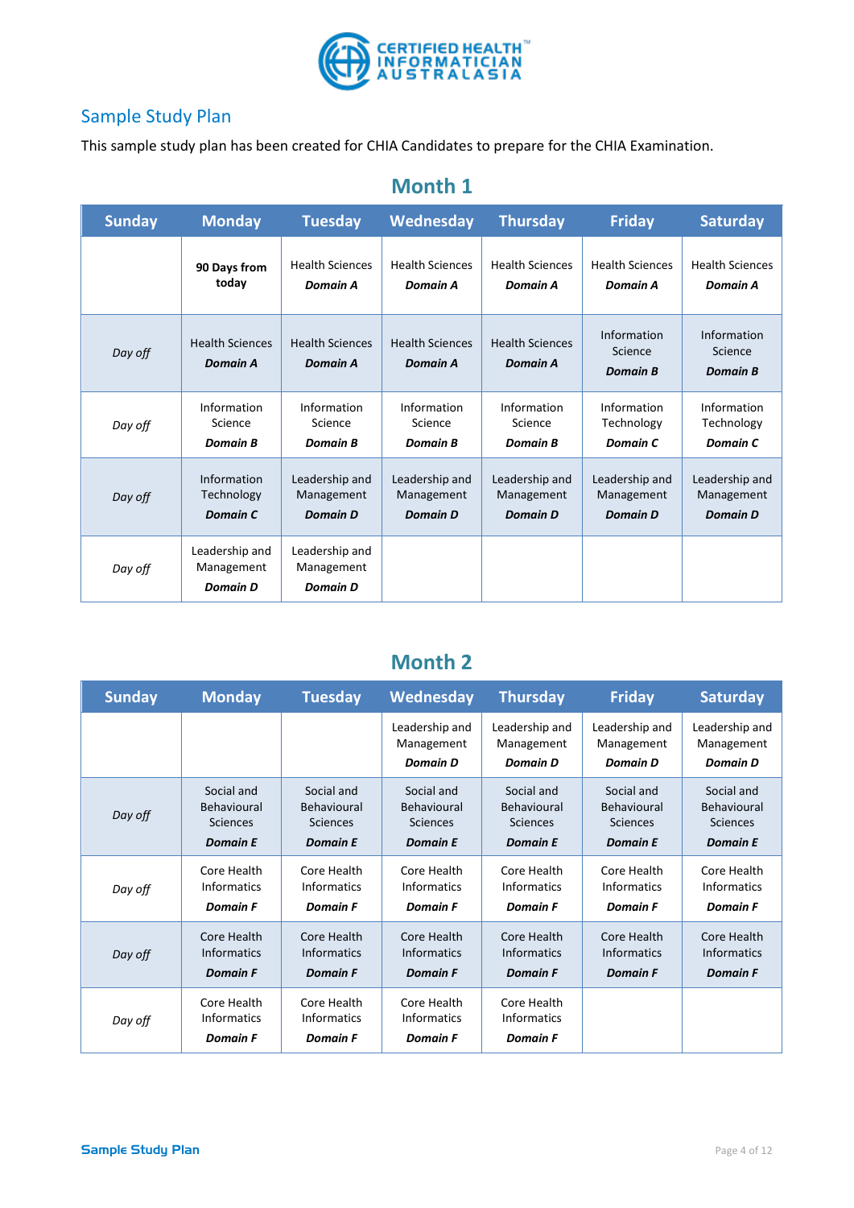CERTIFIED HEALTH™ INFORMATICIAN AUSTRALASIA

## Sample Study Plan

This sample study plan has been created for CHIA Candidates to prepare for the CHIA Examination.

### Month 1

| Sunday | Monday | Tuesday | Wednesday | Thursday | Friday | Saturday |
|---|---|---|---|---|---|---|
| | **90 Days from today** | Health Sciences ***Domain A*** | Health Sciences ***Domain A*** | Health Sciences ***Domain A*** | Health Sciences ***Domain A*** | Health Sciences ***Domain A*** |
| *Day off* | Health Sciences ***Domain A*** | Health Sciences ***Domain A*** | Health Sciences ***Domain A*** | Health Sciences ***Domain A*** | Information Science ***Domain B*** | Information Science ***Domain B*** |
| *Day off* | Information Science ***Domain B*** | Information Science ***Domain B*** | Information Science ***Domain B*** | Information Science ***Domain B*** | Information Technology ***Domain C*** | Information Technology ***Domain C*** |
| *Day off* | Information Technology ***Domain C*** | Leadership and Management ***Domain D*** | Leadership and Management ***Domain D*** | Leadership and Management ***Domain D*** | Leadership and Management ***Domain D*** | Leadership and Management ***Domain D*** |
| *Day off* | Leadership and Management ***Domain D*** | Leadership and Management ***Domain D*** | | | | |

### Month 2

| Sunday | Monday | Tuesday | Wednesday | Thursday | Friday | Saturday |
|---|---|---|---|---|---|---|
| | | | Leadership and Management ***Domain D*** | Leadership and Management ***Domain D*** | Leadership and Management ***Domain D*** | Leadership and Management ***Domain D*** |
| *Day off* | Social and Behavioural Sciences ***Domain E*** | Social and Behavioural Sciences ***Domain E*** | Social and Behavioural Sciences ***Domain E*** | Social and Behavioural Sciences ***Domain E*** | Social and Behavioural Sciences ***Domain E*** | Social and Behavioural Sciences ***Domain E*** |
| *Day off* | Core Health Informatics ***Domain F*** | Core Health Informatics ***Domain F*** | Core Health Informatics ***Domain F*** | Core Health Informatics ***Domain F*** | Core Health Informatics ***Domain F*** | Core Health Informatics ***Domain F*** |
| *Day off* | Core Health Informatics ***Domain F*** | Core Health Informatics ***Domain F*** | Core Health Informatics ***Domain F*** | Core Health Informatics ***Domain F*** | Core Health Informatics ***Domain F*** | Core Health Informatics ***Domain F*** |
| *Day off* | Core Health Informatics ***Domain F*** | Core Health Informatics ***Domain F*** | Core Health Informatics ***Domain F*** | Core Health Informatics ***Domain F*** | | |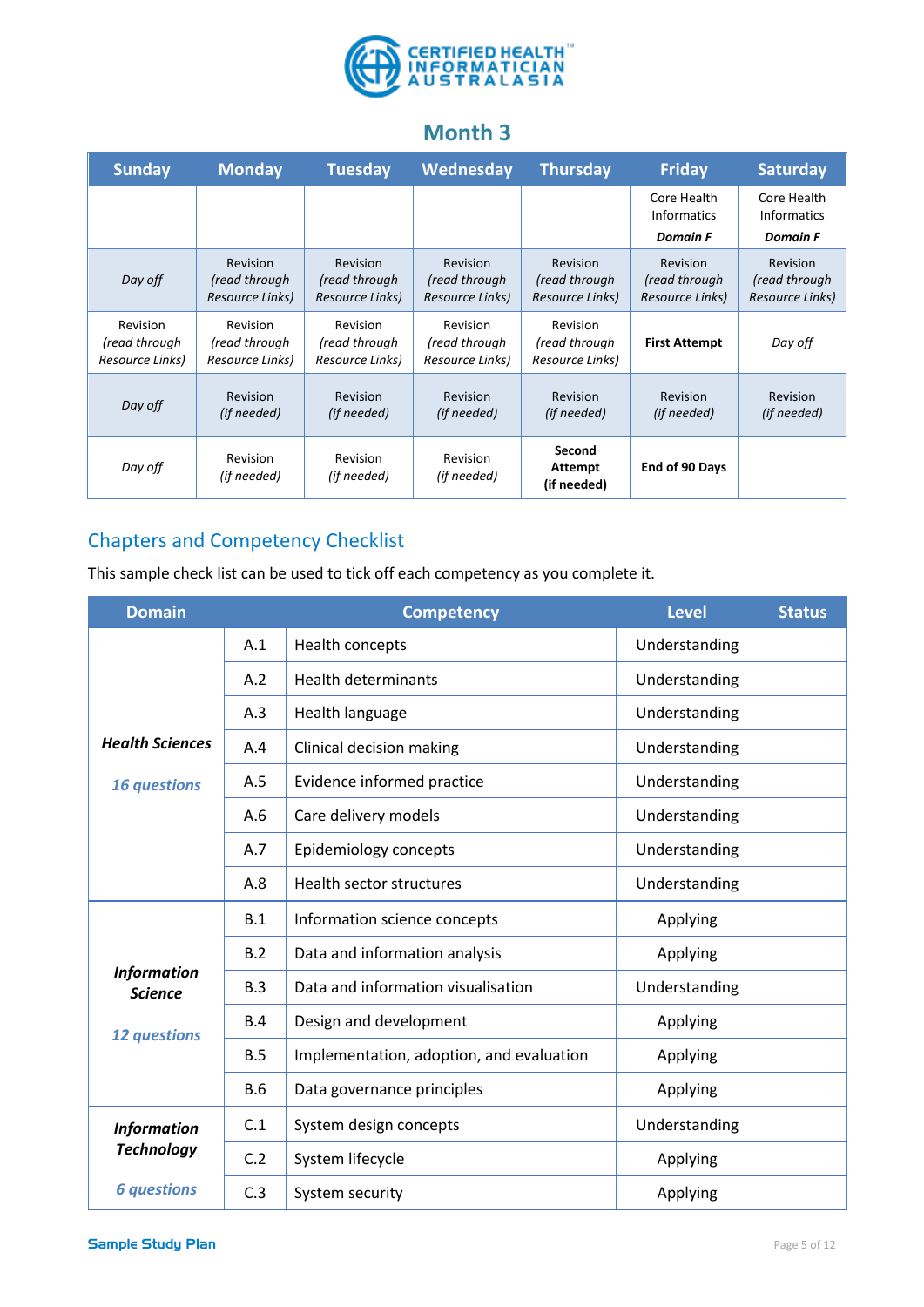# Month 3

| Sunday | Monday | Tuesday | Wednesday | Thursday | Friday | Saturday |
|---|---|---|---|---|---|---|
| | | | | | Core Health Informatics ***Domain F*** | Core Health Informatics ***Domain F*** |
| *Day off* | Revision *(read through Resource Links)* | Revision *(read through Resource Links)* | Revision *(read through Resource Links)* | Revision *(read through Resource Links)* | Revision *(read through Resource Links)* | Revision *(read through Resource Links)* |
| Revision *(read through Resource Links)* | Revision *(read through Resource Links)* | Revision *(read through Resource Links)* | Revision *(read through Resource Links)* | Revision *(read through Resource Links)* | **First Attempt** | *Day off* |
| *Day off* | Revision *(if needed)* | Revision *(if needed)* | Revision *(if needed)* | Revision *(if needed)* | Revision *(if needed)* | Revision *(if needed)* |
| *Day off* | Revision *(if needed)* | Revision *(if needed)* | Revision *(if needed)* | **Second Attempt (if needed)** | **End of 90 Days** | |

## Chapters and Competency Checklist

This sample check list can be used to tick off each competency as you complete it.

| Domain | | Competency | Level | Status |
|---|---|---|---|---|
| ***Health Sciences*** ***16 questions*** | A.1 | Health concepts | Understanding | |
| | A.2 | Health determinants | Understanding | |
| | A.3 | Health language | Understanding | |
| | A.4 | Clinical decision making | Understanding | |
| | A.5 | Evidence informed practice | Understanding | |
| | A.6 | Care delivery models | Understanding | |
| | A.7 | Epidemiology concepts | Understanding | |
| | A.8 | Health sector structures | Understanding | |
| ***Information Science*** ***12 questions*** | B.1 | Information science concepts | Applying | |
| | B.2 | Data and information analysis | Applying | |
| | B.3 | Data and information visualisation | Understanding | |
| | B.4 | Design and development | Applying | |
| | B.5 | Implementation, adoption, and evaluation | Applying | |
| | B.6 | Data governance principles | Applying | |
| ***Information Technology*** ***6 questions*** | C.1 | System design concepts | Understanding | |
| | C.2 | System lifecycle | Applying | |
| | C.3 | System security | Applying | |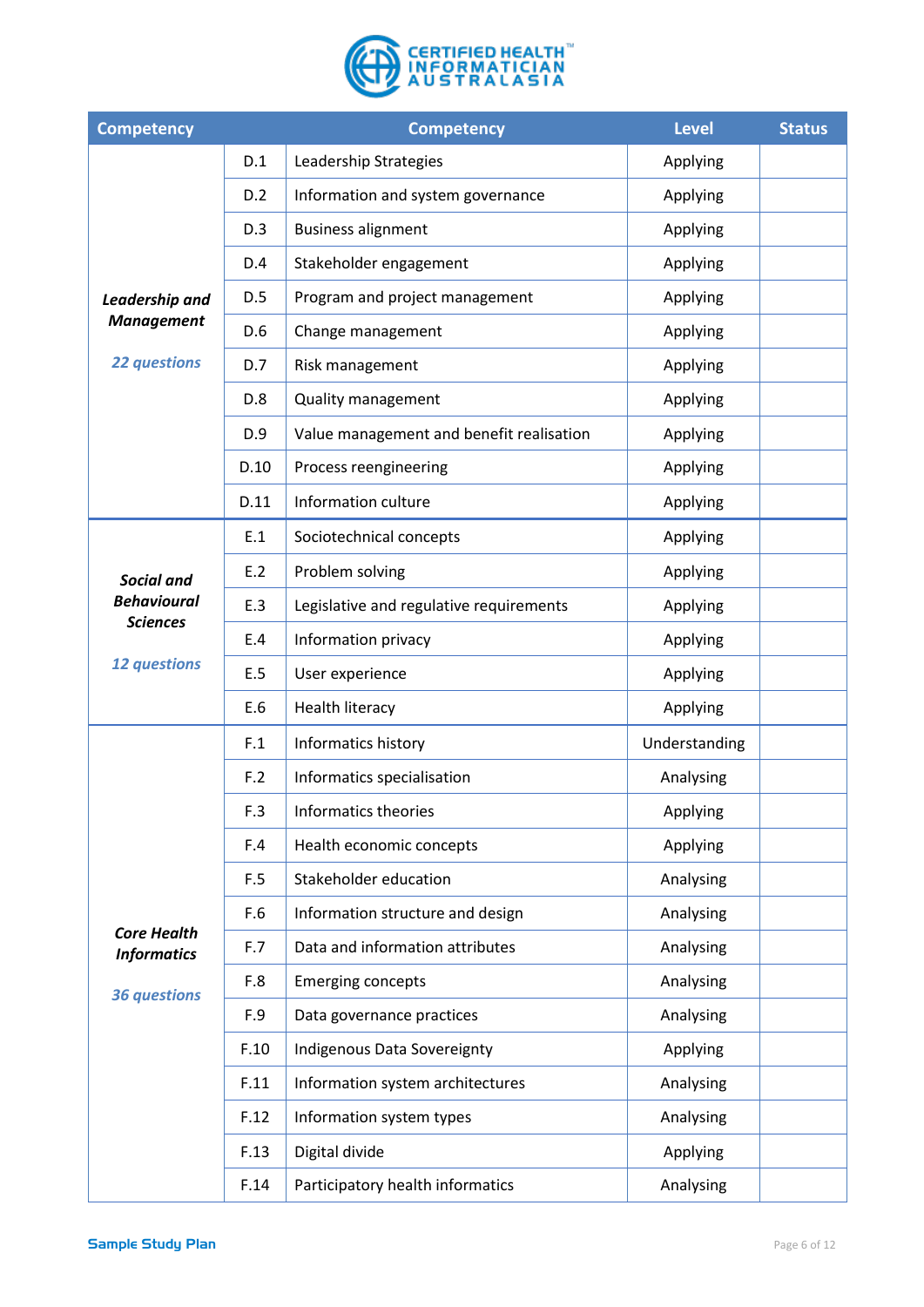| Competency | | Competency | Level | Status |
|---|---|---|---|---|
| ***Leadership and Management*** ***22 questions*** | D.1 | Leadership Strategies | Applying | |
| | D.2 | Information and system governance | Applying | |
| | D.3 | Business alignment | Applying | |
| | D.4 | Stakeholder engagement | Applying | |
| | D.5 | Program and project management | Applying | |
| | D.6 | Change management | Applying | |
| | D.7 | Risk management | Applying | |
| | D.8 | Quality management | Applying | |
| | D.9 | Value management and benefit realisation | Applying | |
| | D.10 | Process reengineering | Applying | |
| | D.11 | Information culture | Applying | |
| ***Social and Behavioural Sciences*** ***12 questions*** | E.1 | Sociotechnical concepts | Applying | |
| | E.2 | Problem solving | Applying | |
| | E.3 | Legislative and regulative requirements | Applying | |
| | E.4 | Information privacy | Applying | |
| | E.5 | User experience | Applying | |
| | E.6 | Health literacy | Applying | |
| ***Core Health Informatics*** ***36 questions*** | F.1 | Informatics history | Understanding | |
| | F.2 | Informatics specialisation | Analysing | |
| | F.3 | Informatics theories | Applying | |
| | F.4 | Health economic concepts | Applying | |
| | F.5 | Stakeholder education | Analysing | |
| | F.6 | Information structure and design | Analysing | |
| | F.7 | Data and information attributes | Analysing | |
| | F.8 | Emerging concepts | Analysing | |
| | F.9 | Data governance practices | Analysing | |
| | F.10 | Indigenous Data Sovereignty | Applying | |
| | F.11 | Information system architectures | Analysing | |
| | F.12 | Information system types | Analysing | |
| | F.13 | Digital divide | Applying | |
| | F.14 | Participatory health informatics | Analysing | |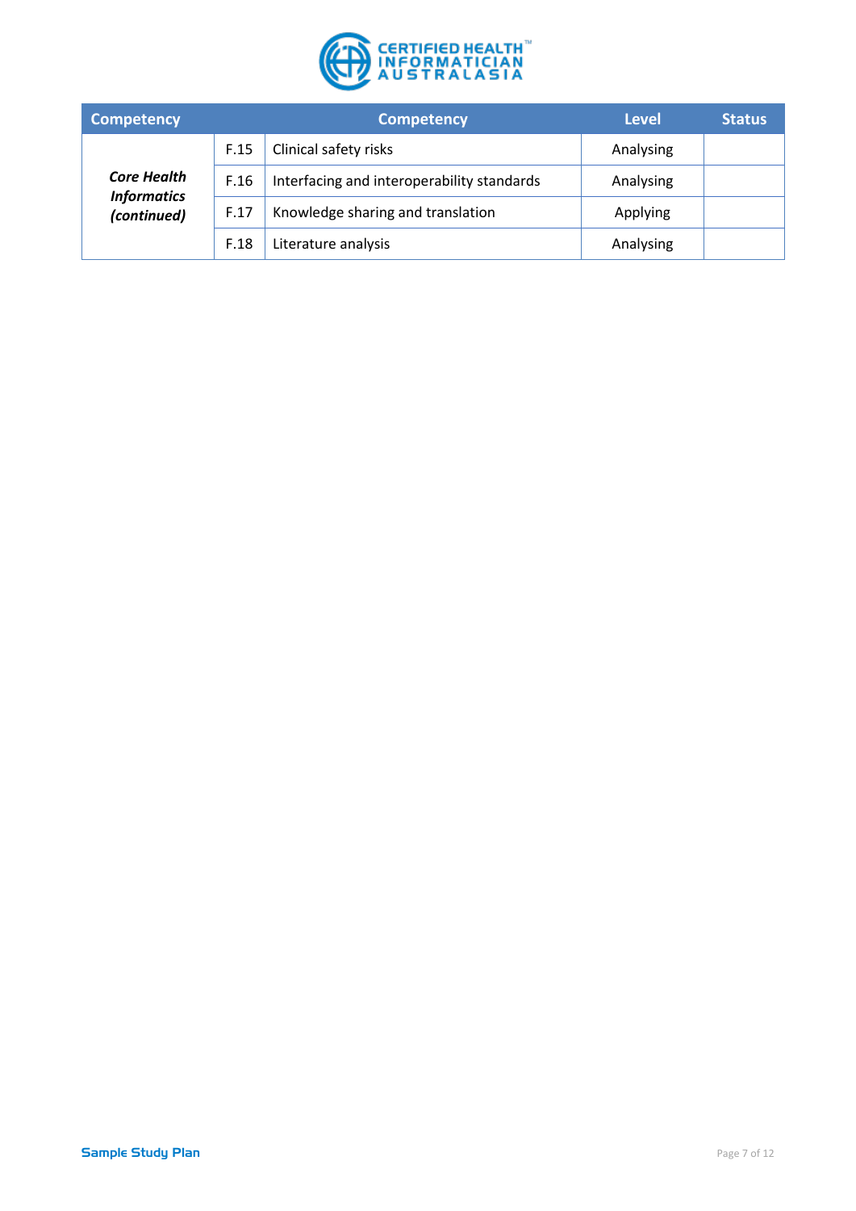| Competency | Competency | | Level | Status |
|---|---|---|---|---|
| *Core Health Informatics (continued)* | F.15 | Clinical safety risks | Analysing | |
| | F.16 | Interfacing and interoperability standards | Analysing | |
| | F.17 | Knowledge sharing and translation | Applying | |
| | F.18 | Literature analysis | Analysing | |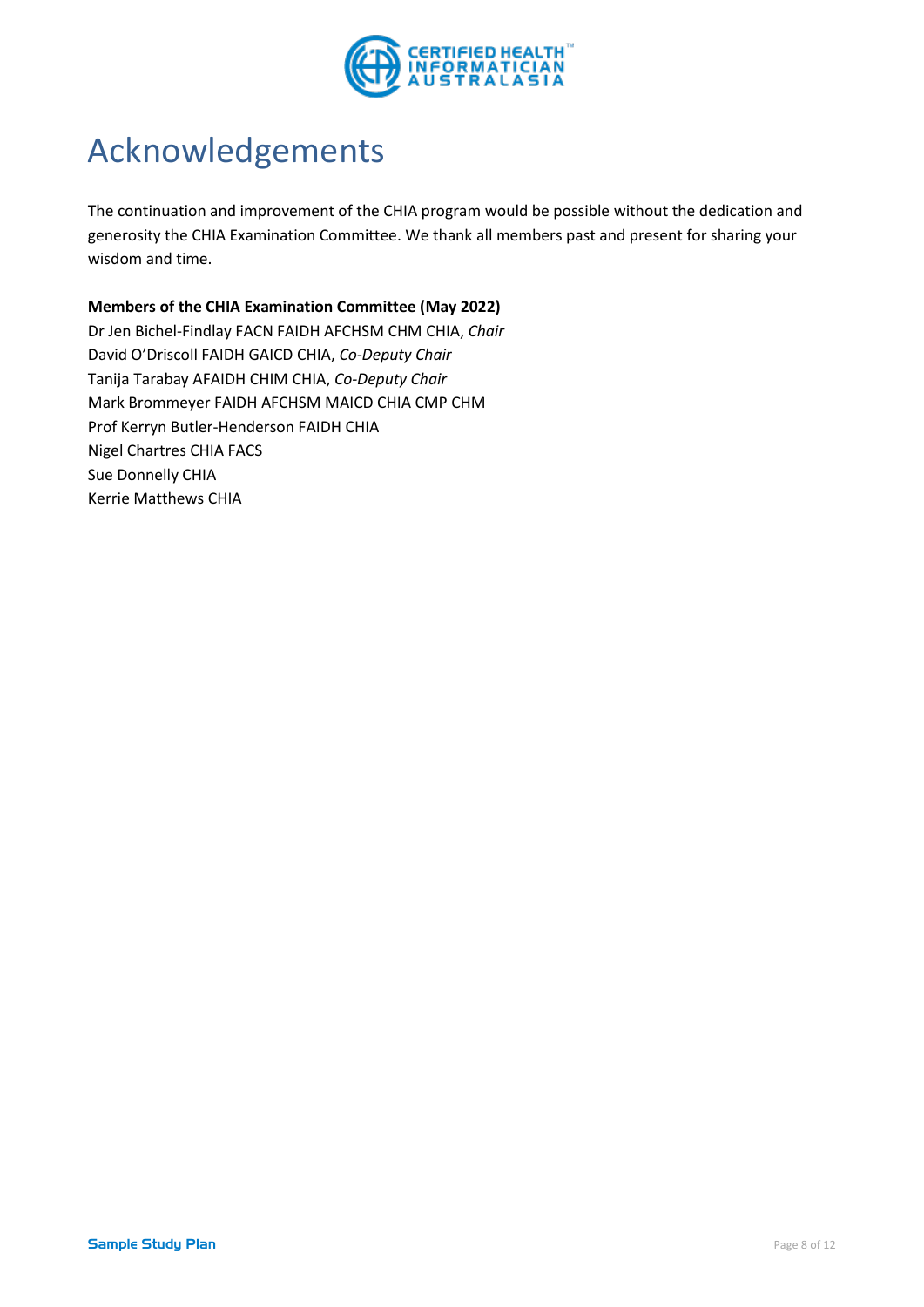# Acknowledgements

The continuation and improvement of the CHIA program would be possible without the dedication and generosity the CHIA Examination Committee. We thank all members past and present for sharing your wisdom and time.

**Members of the CHIA Examination Committee (May 2022)**

Dr Jen Bichel-Findlay FACN FAIDH AFCHSM CHM CHIA, *Chair*
David O'Driscoll FAIDH GAICD CHIA, *Co-Deputy Chair*
Tanija Tarabay AFAIDH CHIM CHIA, *Co-Deputy Chair*
Mark Brommeyer FAIDH AFCHSM MAICD CHIA CMP CHM
Prof Kerryn Butler-Henderson FAIDH CHIA
Nigel Chartres CHIA FACS
Sue Donnelly CHIA
Kerrie Matthews CHIA